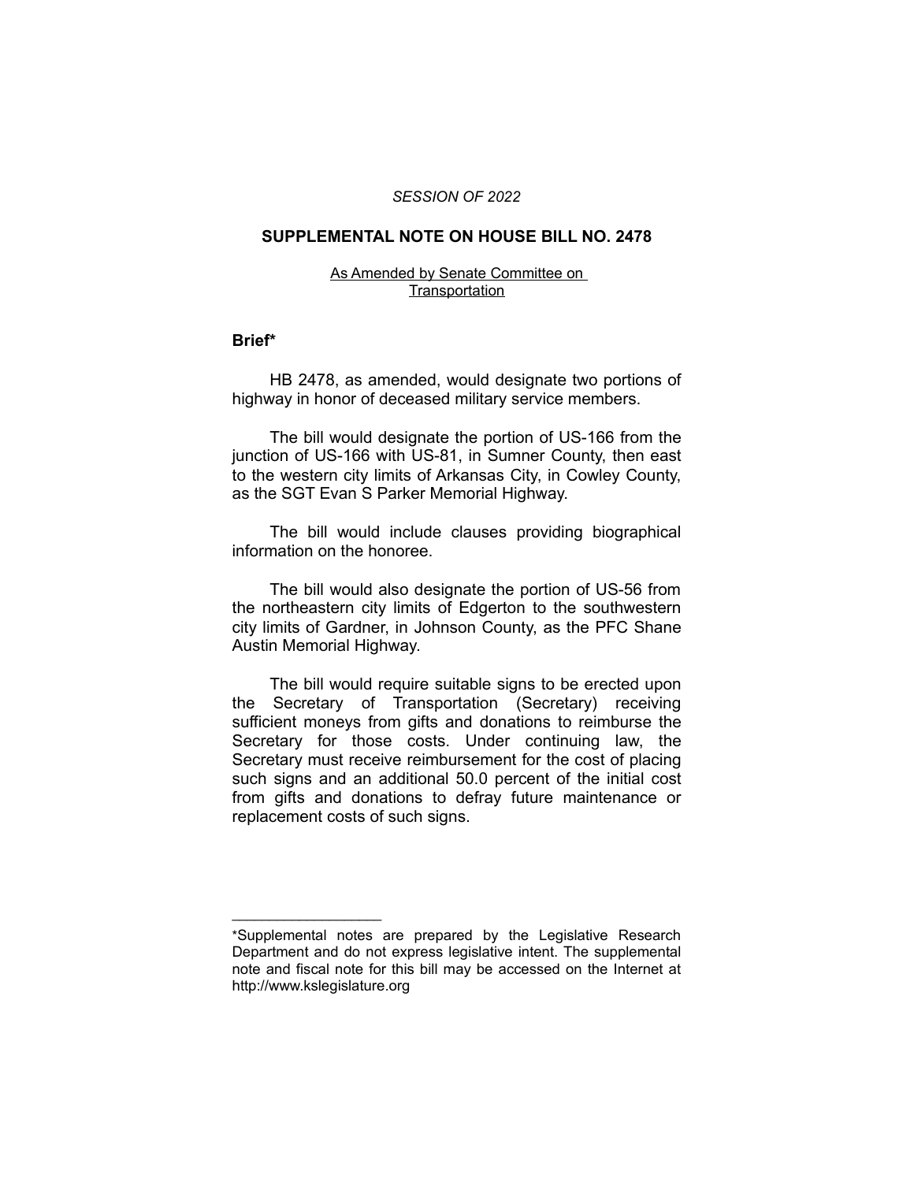*SESSION OF 2022*

## SUPPLEMENTAL NOTE ON HOUSE BILL NO. 2478

As Amended by Senate Committee on Transportation

### Brief*

HB 2478, as amended, would designate two portions of highway in honor of deceased military service members.

The bill would designate the portion of US-166 from the junction of US-166 with US-81, in Sumner County, then east to the western city limits of Arkansas City, in Cowley County, as the SGT Evan S Parker Memorial Highway.

The bill would include clauses providing biographical information on the honoree.

The bill would also designate the portion of US-56 from the northeastern city limits of Edgerton to the southwestern city limits of Gardner, in Johnson County, as the PFC Shane Austin Memorial Highway.

The bill would require suitable signs to be erected upon the Secretary of Transportation (Secretary) receiving sufficient moneys from gifts and donations to reimburse the Secretary for those costs. Under continuing law, the Secretary must receive reimbursement for the cost of placing such signs and an additional 50.0 percent of the initial cost from gifts and donations to defray future maintenance or replacement costs of such signs.

---

*Supplemental notes are prepared by the Legislative Research Department and do not express legislative intent. The supplemental note and fiscal note for this bill may be accessed on the Internet at http://www.kslegislature.org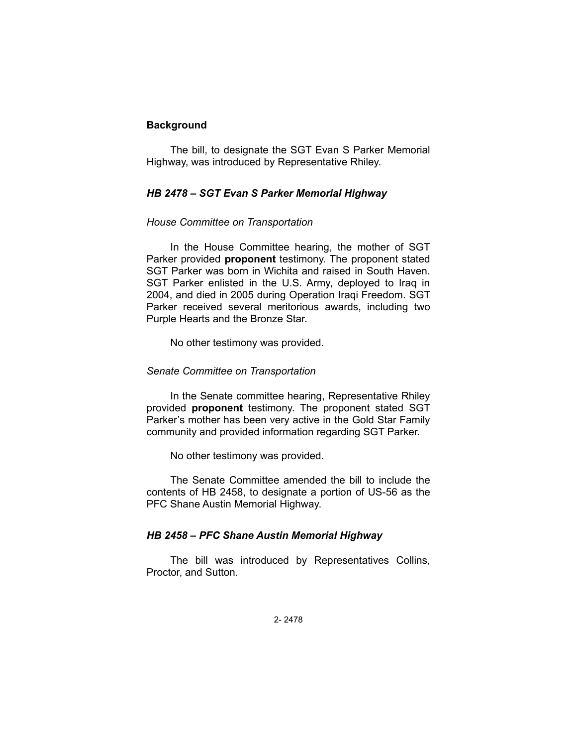## Background

The bill, to designate the SGT Evan S Parker Memorial Highway, was introduced by Representative Rhiley.

### *HB 2478 – SGT Evan S Parker Memorial Highway*

*House Committee on Transportation*

In the House Committee hearing, the mother of SGT Parker provided **proponent** testimony. The proponent stated SGT Parker was born in Wichita and raised in South Haven. SGT Parker enlisted in the U.S. Army, deployed to Iraq in 2004, and died in 2005 during Operation Iraqi Freedom. SGT Parker received several meritorious awards, including two Purple Hearts and the Bronze Star.

No other testimony was provided.

*Senate Committee on Transportation*

In the Senate committee hearing, Representative Rhiley provided **proponent** testimony. The proponent stated SGT Parker's mother has been very active in the Gold Star Family community and provided information regarding SGT Parker.

No other testimony was provided.

The Senate Committee amended the bill to include the contents of HB 2458, to designate a portion of US-56 as the PFC Shane Austin Memorial Highway.

### *HB 2458 – PFC Shane Austin Memorial Highway*

The bill was introduced by Representatives Collins, Proctor, and Sutton.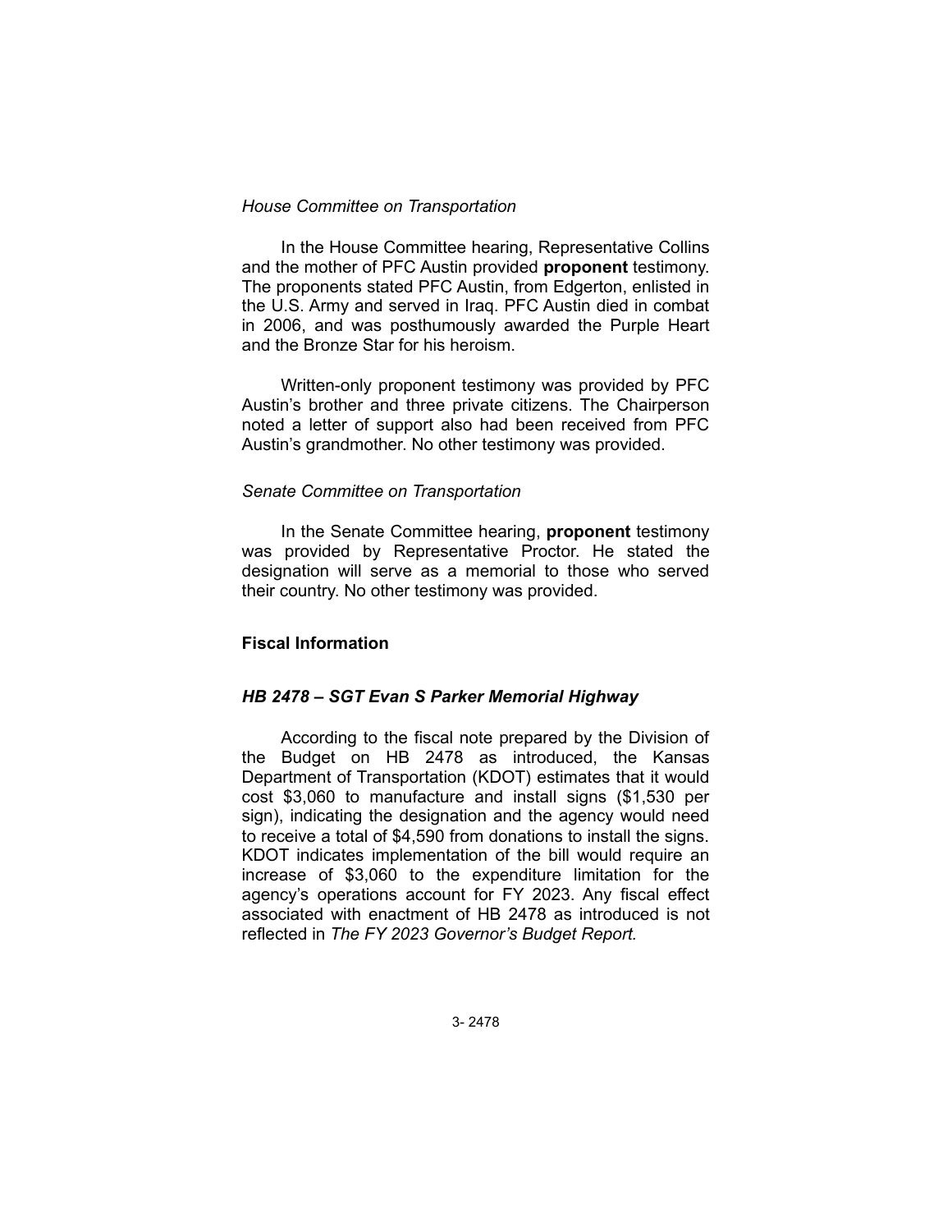*House Committee on Transportation*

In the House Committee hearing, Representative Collins and the mother of PFC Austin provided **proponent** testimony. The proponents stated PFC Austin, from Edgerton, enlisted in the U.S. Army and served in Iraq. PFC Austin died in combat in 2006, and was posthumously awarded the Purple Heart and the Bronze Star for his heroism.

Written-only proponent testimony was provided by PFC Austin's brother and three private citizens. The Chairperson noted a letter of support also had been received from PFC Austin's grandmother. No other testimony was provided.

*Senate Committee on Transportation*

In the Senate Committee hearing, **proponent** testimony was provided by Representative Proctor. He stated the designation will serve as a memorial to those who served their country. No other testimony was provided.

**Fiscal Information**

***HB 2478 – SGT Evan S Parker Memorial Highway***

According to the fiscal note prepared by the Division of the Budget on HB 2478 as introduced, the Kansas Department of Transportation (KDOT) estimates that it would cost $3,060 to manufacture and install signs ($1,530 per sign), indicating the designation and the agency would need to receive a total of $4,590 from donations to install the signs. KDOT indicates implementation of the bill would require an increase of $3,060 to the expenditure limitation for the agency's operations account for FY 2023. Any fiscal effect associated with enactment of HB 2478 as introduced is not reflected in *The FY 2023 Governor's Budget Report.*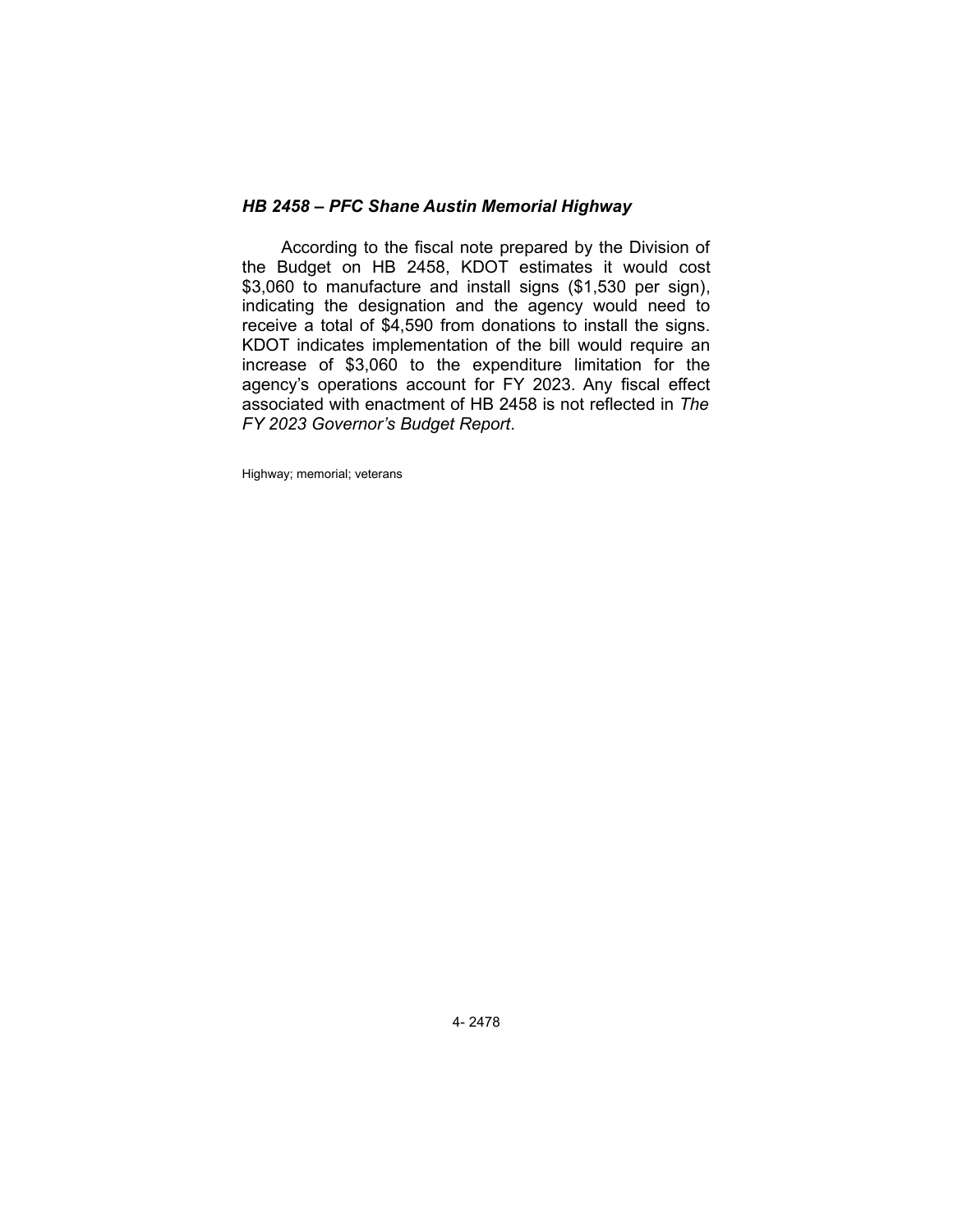### *HB 2458 – PFC Shane Austin Memorial Highway*

According to the fiscal note prepared by the Division of the Budget on HB 2458, KDOT estimates it would cost $3,060 to manufacture and install signs ($1,530 per sign), indicating the designation and the agency would need to receive a total of $4,590 from donations to install the signs. KDOT indicates implementation of the bill would require an increase of $3,060 to the expenditure limitation for the agency's operations account for FY 2023. Any fiscal effect associated with enactment of HB 2458 is not reflected in *The FY 2023 Governor's Budget Report*.

Highway; memorial; veterans